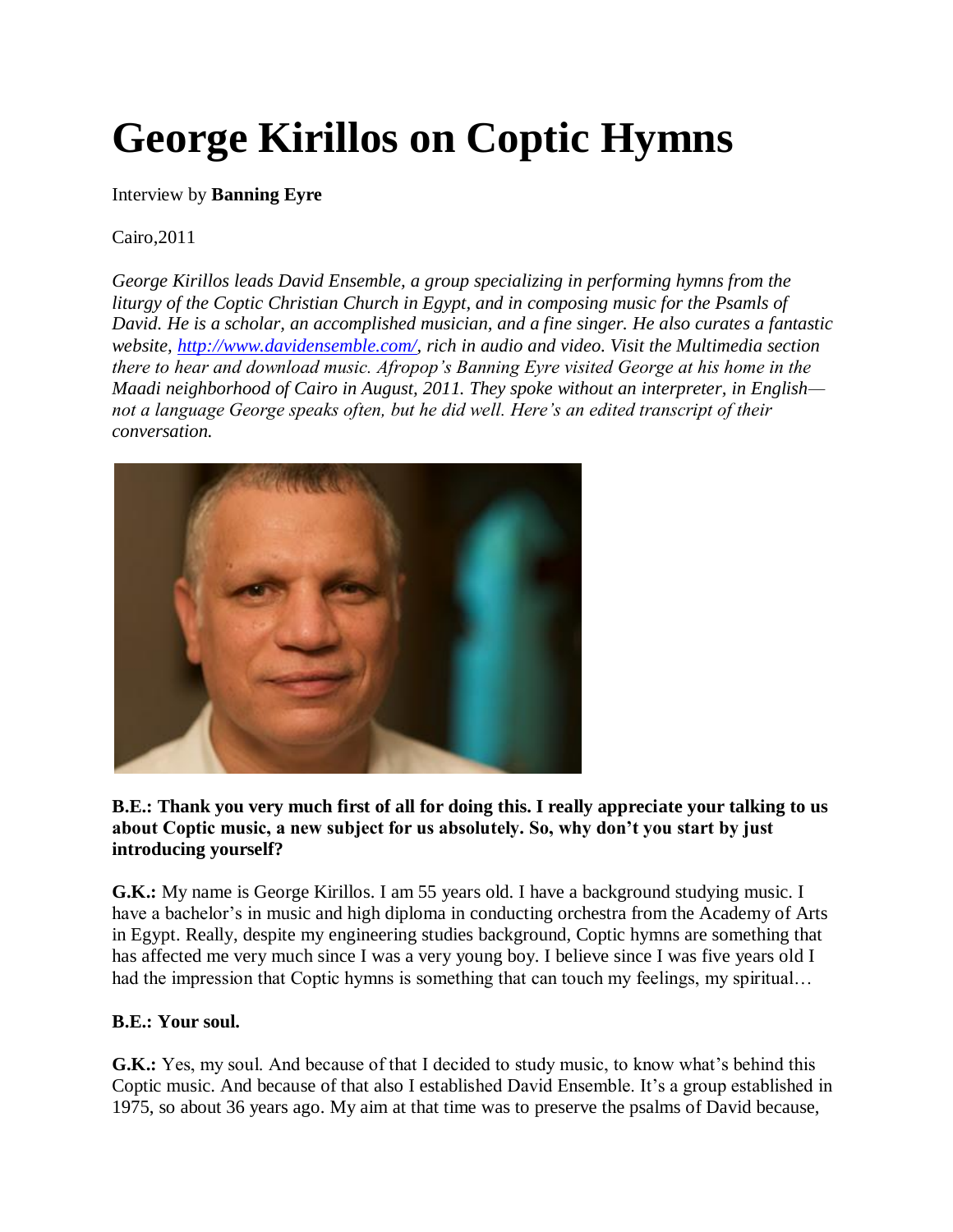# George Kirillos on Coptic Hymns

Interview by **Banning Eyre**

Cairo,2011

*George Kirillos leads David Ensemble, a group specializing in performing hymns from the liturgy of the Coptic Christian Church in Egypt, and in composing music for the Psamls of David. He is a scholar, an accomplished musician, and a fine singer. He also curates a fantastic website, [http://www.davidensemble.com/](http://www.davidensemble.com/), rich in audio and video. Visit the Multimedia section there to hear and download music. Afropop's Banning Eyre visited George at his home in the Maadi neighborhood of Cairo in August, 2011. They spoke without an interpreter, in English—not a language George speaks often, but he did well. Here's an edited transcript of their conversation.*

**B.E.: Thank you very much first of all for doing this. I really appreciate your talking to us about Coptic music, a new subject for us absolutely. So, why don't you start by just introducing yourself?**

**G.K.:** My name is George Kirillos. I am 55 years old. I have a background studying music. I have a bachelor's in music and high diploma in conducting orchestra from the Academy of Arts in Egypt. Really, despite my engineering studies background, Coptic hymns are something that has affected me very much since I was a very young boy. I believe since I was five years old I had the impression that Coptic hymns is something that can touch my feelings, my spiritual…

**B.E.: Your soul.**

**G.K.:** Yes, my soul. And because of that I decided to study music, to know what's behind this Coptic music. And because of that also I established David Ensemble. It's a group established in 1975, so about 36 years ago. My aim at that time was to preserve the psalms of David because,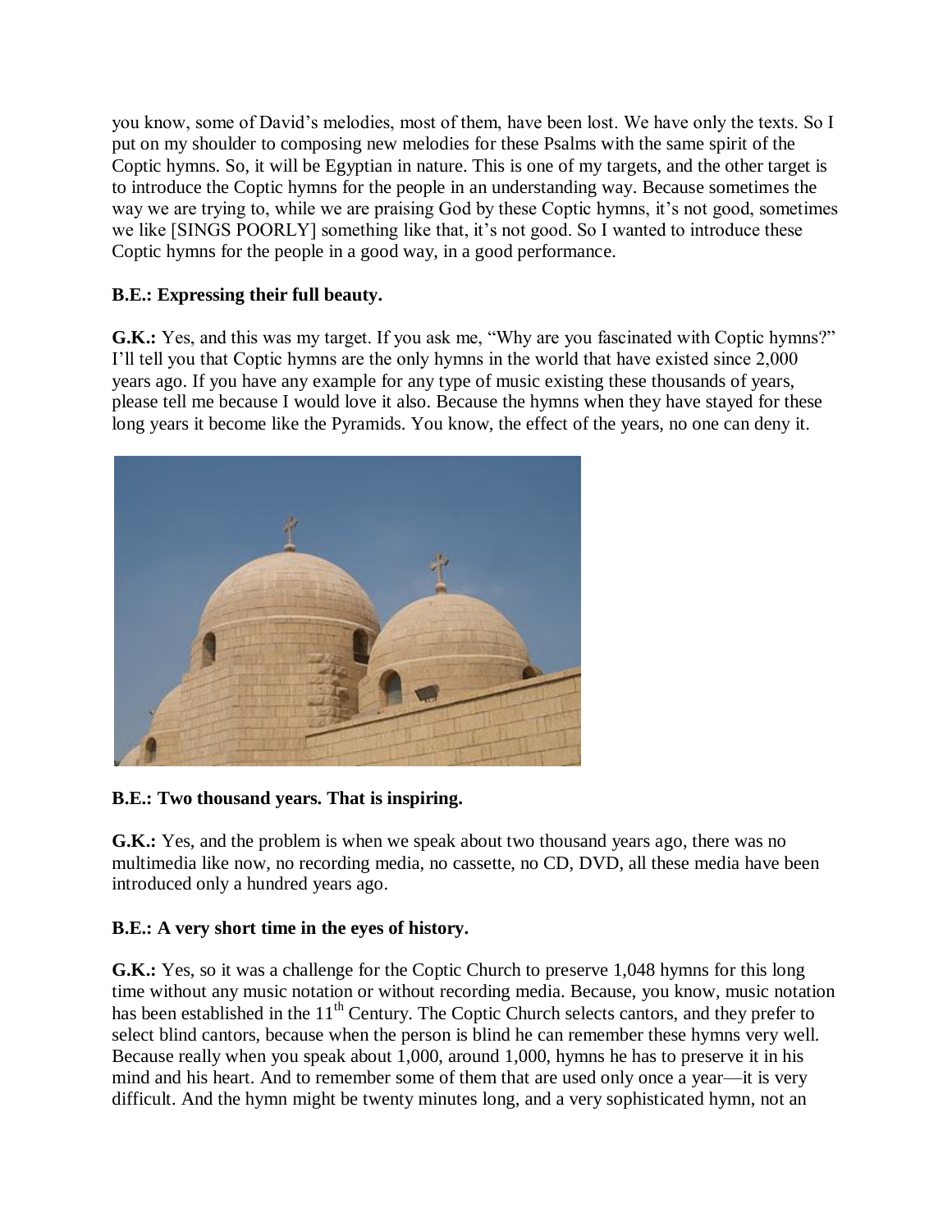you know, some of David's melodies, most of them, have been lost. We have only the texts. So I put on my shoulder to composing new melodies for these Psalms with the same spirit of the Coptic hymns. So, it will be Egyptian in nature. This is one of my targets, and the other target is to introduce the Coptic hymns for the people in an understanding way. Because sometimes the way we are trying to, while we are praising God by these Coptic hymns, it's not good, sometimes we like [SINGS POORLY] something like that, it's not good. So I wanted to introduce these Coptic hymns for the people in a good way, in a good performance.

**B.E.: Expressing their full beauty.**

**G.K.:** Yes, and this was my target. If you ask me, "Why are you fascinated with Coptic hymns?" I'll tell you that Coptic hymns are the only hymns in the world that have existed since 2,000 years ago. If you have any example for any type of music existing these thousands of years, please tell me because I would love it also. Because the hymns when they have stayed for these long years it become like the Pyramids. You know, the effect of the years, no one can deny it.

**B.E.: Two thousand years. That is inspiring.**

**G.K.:** Yes, and the problem is when we speak about two thousand years ago, there was no multimedia like now, no recording media, no cassette, no CD, DVD, all these media have been introduced only a hundred years ago.

**B.E.: A very short time in the eyes of history.**

**G.K.:** Yes, so it was a challenge for the Coptic Church to preserve 1,048 hymns for this long time without any music notation or without recording media. Because, you know, music notation has been established in the 11th Century. The Coptic Church selects cantors, and they prefer to select blind cantors, because when the person is blind he can remember these hymns very well. Because really when you speak about 1,000, around 1,000, hymns he has to preserve it in his mind and his heart. And to remember some of them that are used only once a year—it is very difficult. And the hymn might be twenty minutes long, and a very sophisticated hymn, not an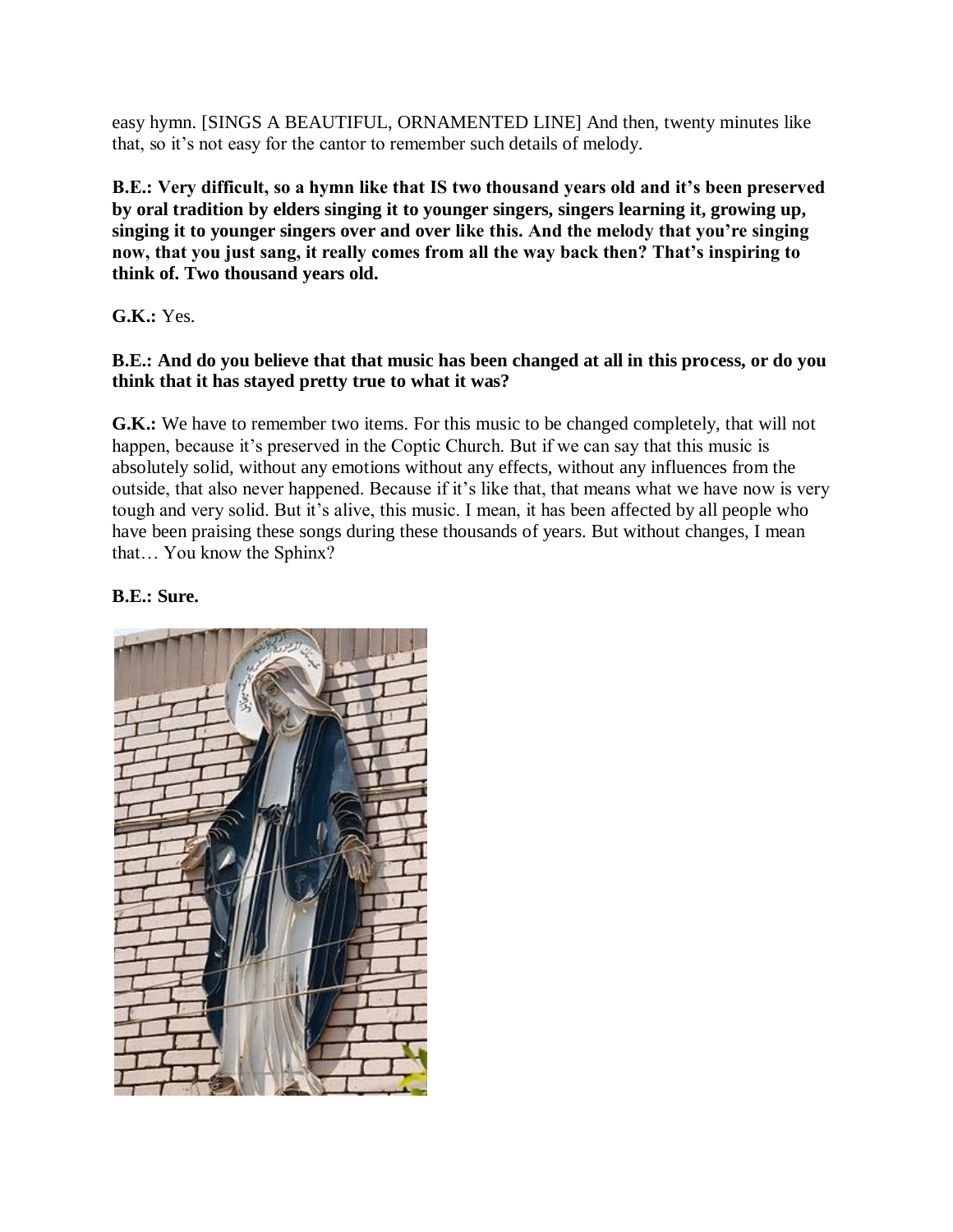easy hymn. [SINGS A BEAUTIFUL, ORNAMENTED LINE] And then, twenty minutes like that, so it's not easy for the cantor to remember such details of melody.

**B.E.: Very difficult, so a hymn like that IS two thousand years old and it's been preserved by oral tradition by elders singing it to younger singers, singers learning it, growing up, singing it to younger singers over and over like this. And the melody that you're singing now, that you just sang, it really comes from all the way back then? That's inspiring to think of. Two thousand years old.**

**G.K.:** Yes.

**B.E.: And do you believe that that music has been changed at all in this process, or do you think that it has stayed pretty true to what it was?**

**G.K.:** We have to remember two items. For this music to be changed completely, that will not happen, because it's preserved in the Coptic Church. But if we can say that this music is absolutely solid, without any emotions without any effects, without any influences from the outside, that also never happened. Because if it's like that, that means what we have now is very tough and very solid. But it's alive, this music. I mean, it has been affected by all people who have been praising these songs during these thousands of years. But without changes, I mean that… You know the Sphinx?

**B.E.: Sure.**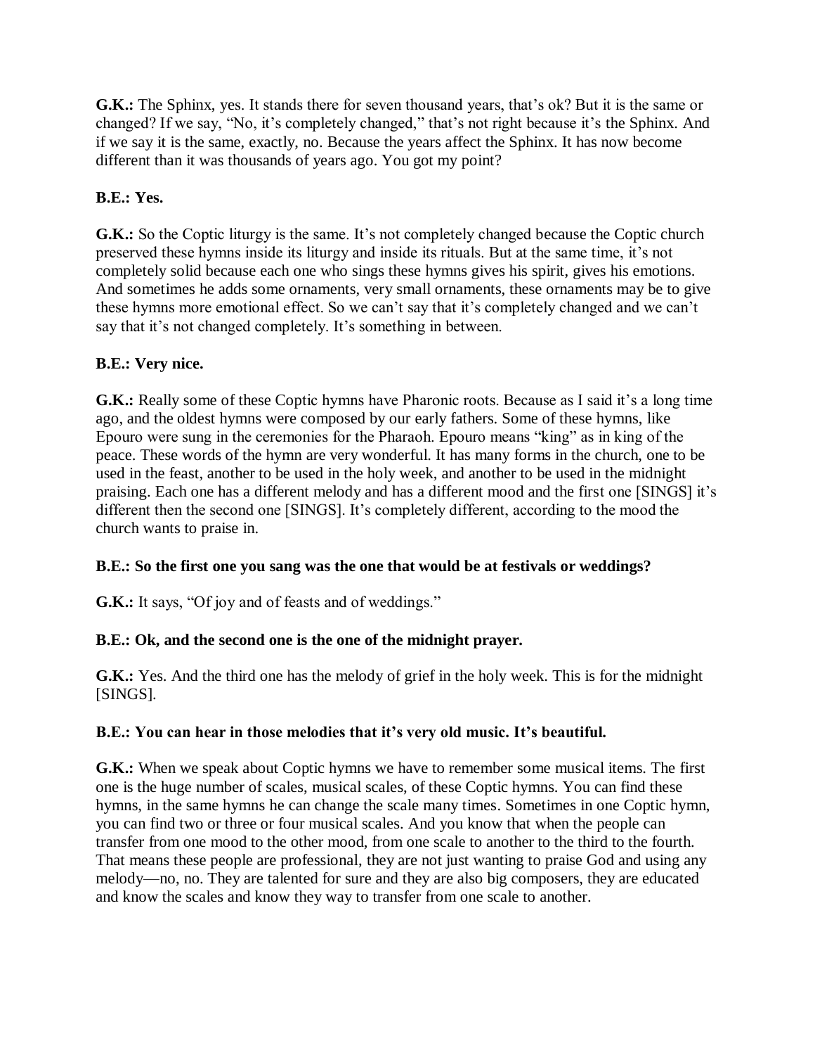**G.K.:** The Sphinx, yes. It stands there for seven thousand years, that's ok? But it is the same or changed? If we say, "No, it's completely changed," that's not right because it's the Sphinx. And if we say it is the same, exactly, no. Because the years affect the Sphinx. It has now become different than it was thousands of years ago. You got my point?

**B.E.: Yes.**

**G.K.:** So the Coptic liturgy is the same. It's not completely changed because the Coptic church preserved these hymns inside its liturgy and inside its rituals. But at the same time, it's not completely solid because each one who sings these hymns gives his spirit, gives his emotions. And sometimes he adds some ornaments, very small ornaments, these ornaments may be to give these hymns more emotional effect. So we can't say that it's completely changed and we can't say that it's not changed completely. It's something in between.

**B.E.: Very nice.**

**G.K.:** Really some of these Coptic hymns have Pharonic roots. Because as I said it's a long time ago, and the oldest hymns were composed by our early fathers. Some of these hymns, like Epouro were sung in the ceremonies for the Pharaoh. Epouro means "king" as in king of the peace. These words of the hymn are very wonderful. It has many forms in the church, one to be used in the feast, another to be used in the holy week, and another to be used in the midnight praising. Each one has a different melody and has a different mood and the first one [SINGS] it's different then the second one [SINGS]. It's completely different, according to the mood the church wants to praise in.

**B.E.: So the first one you sang was the one that would be at festivals or weddings?**

**G.K.:** It says, "Of joy and of feasts and of weddings."

**B.E.: Ok, and the second one is the one of the midnight prayer.**

**G.K.:** Yes. And the third one has the melody of grief in the holy week. This is for the midnight [SINGS].

**B.E.: You can hear in those melodies that it's very old music. It's beautiful.**

**G.K.:** When we speak about Coptic hymns we have to remember some musical items. The first one is the huge number of scales, musical scales, of these Coptic hymns. You can find these hymns, in the same hymns he can change the scale many times. Sometimes in one Coptic hymn, you can find two or three or four musical scales. And you know that when the people can transfer from one mood to the other mood, from one scale to another to the third to the fourth. That means these people are professional, they are not just wanting to praise God and using any melody—no, no. They are talented for sure and they are also big composers, they are educated and know the scales and know they way to transfer from one scale to another.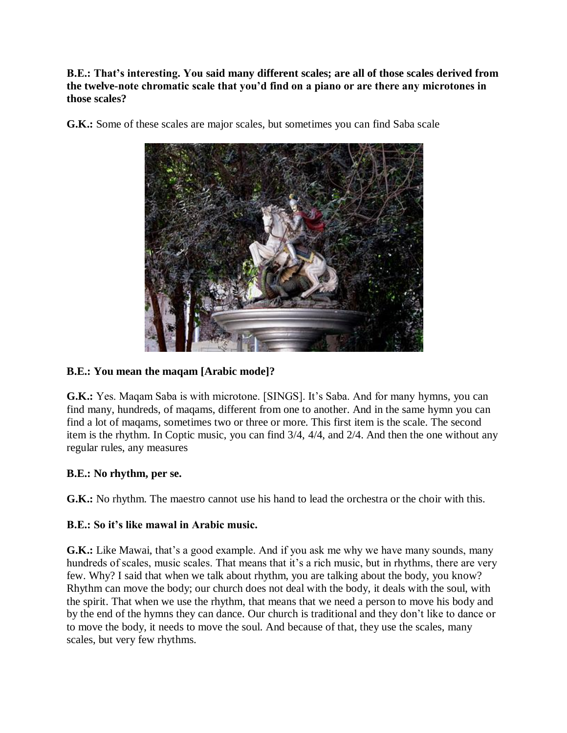**B.E.: That's interesting. You said many different scales; are all of those scales derived from the twelve-note chromatic scale that you'd find on a piano or are there any microtones in those scales?**

**G.K.:** Some of these scales are major scales, but sometimes you can find Saba scale

**B.E.: You mean the maqam [Arabic mode]?**

**G.K.:** Yes. Maqam Saba is with microtone. [SINGS]. It's Saba. And for many hymns, you can find many, hundreds, of maqams, different from one to another. And in the same hymn you can find a lot of maqams, sometimes two or three or more. This first item is the scale. The second item is the rhythm. In Coptic music, you can find 3/4, 4/4, and 2/4. And then the one without any regular rules, any measures

**B.E.: No rhythm, per se.**

**G.K.:** No rhythm. The maestro cannot use his hand to lead the orchestra or the choir with this.

**B.E.: So it's like mawal in Arabic music.**

**G.K.:** Like Mawai, that's a good example. And if you ask me why we have many sounds, many hundreds of scales, music scales. That means that it's a rich music, but in rhythms, there are very few. Why? I said that when we talk about rhythm, you are talking about the body, you know? Rhythm can move the body; our church does not deal with the body, it deals with the soul, with the spirit. That when we use the rhythm, that means that we need a person to move his body and by the end of the hymns they can dance. Our church is traditional and they don't like to dance or to move the body, it needs to move the soul. And because of that, they use the scales, many scales, but very few rhythms.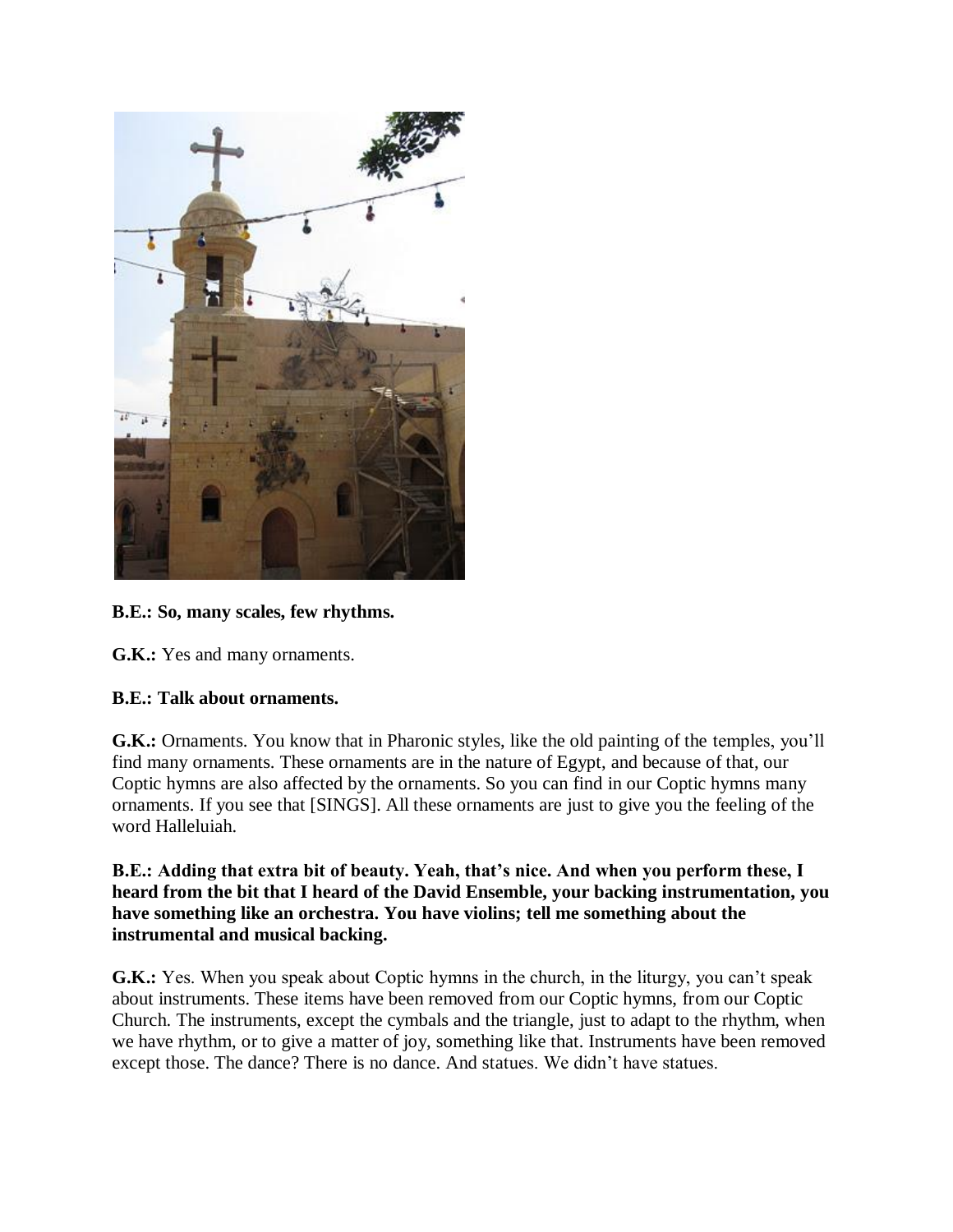**B.E.: So, many scales, few rhythms.**

**G.K.:** Yes and many ornaments.

**B.E.: Talk about ornaments.**

**G.K.:** Ornaments. You know that in Pharonic styles, like the old painting of the temples, you'll find many ornaments. These ornaments are in the nature of Egypt, and because of that, our Coptic hymns are also affected by the ornaments. So you can find in our Coptic hymns many ornaments. If you see that [SINGS]. All these ornaments are just to give you the feeling of the word Halleluiah.

**B.E.: Adding that extra bit of beauty. Yeah, that's nice. And when you perform these, I heard from the bit that I heard of the David Ensemble, your backing instrumentation, you have something like an orchestra. You have violins; tell me something about the instrumental and musical backing.**

**G.K.:** Yes. When you speak about Coptic hymns in the church, in the liturgy, you can't speak about instruments. These items have been removed from our Coptic hymns, from our Coptic Church. The instruments, except the cymbals and the triangle, just to adapt to the rhythm, when we have rhythm, or to give a matter of joy, something like that. Instruments have been removed except those. The dance? There is no dance. And statues. We didn't have statues.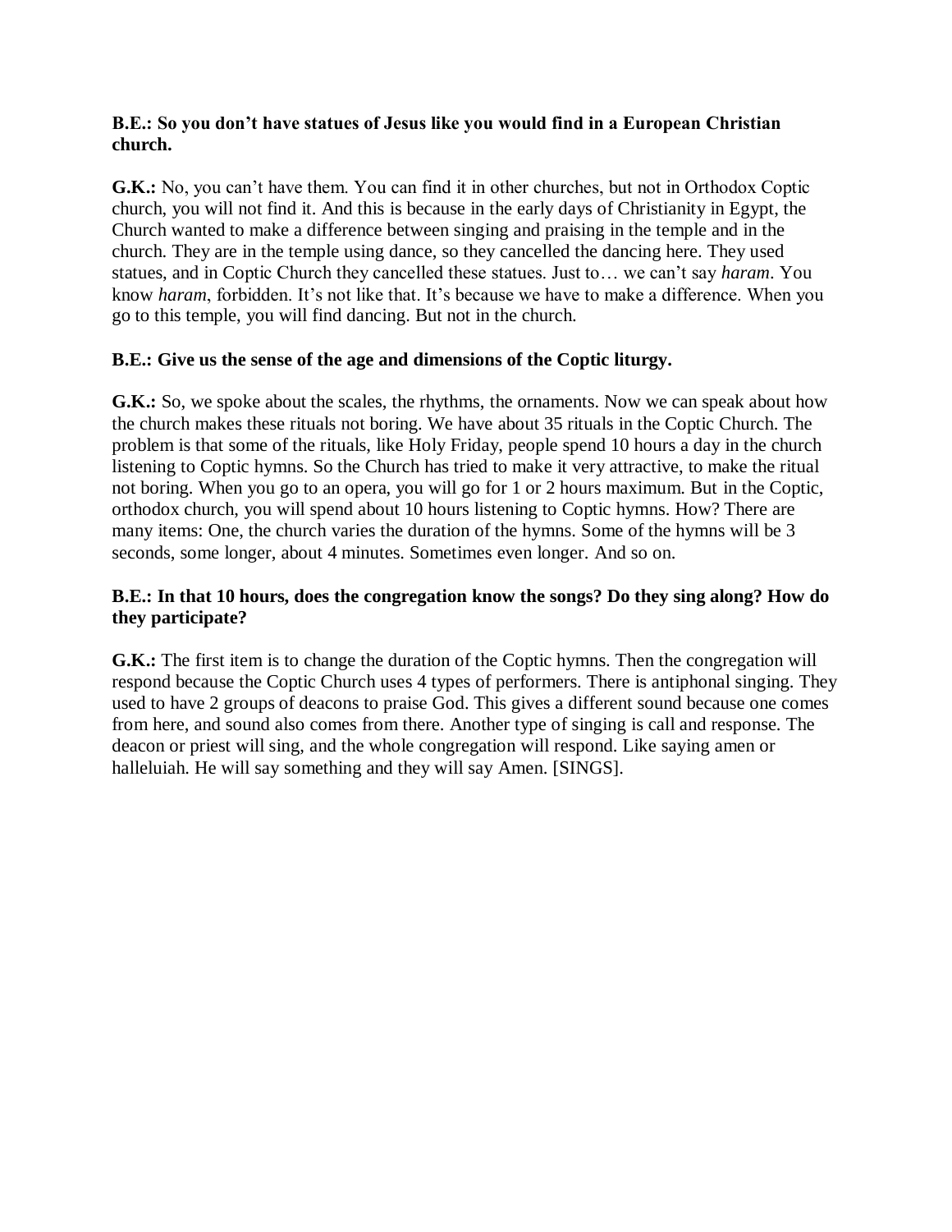**B.E.: So you don't have statues of Jesus like you would find in a European Christian church.**

**G.K.:** No, you can't have them. You can find it in other churches, but not in Orthodox Coptic church, you will not find it. And this is because in the early days of Christianity in Egypt, the Church wanted to make a difference between singing and praising in the temple and in the church. They are in the temple using dance, so they cancelled the dancing here. They used statues, and in Coptic Church they cancelled these statues. Just to… we can't say *haram*. You know *haram*, forbidden. It's not like that. It's because we have to make a difference. When you go to this temple, you will find dancing. But not in the church.

**B.E.: Give us the sense of the age and dimensions of the Coptic liturgy.**

**G.K.:** So, we spoke about the scales, the rhythms, the ornaments. Now we can speak about how the church makes these rituals not boring. We have about 35 rituals in the Coptic Church. The problem is that some of the rituals, like Holy Friday, people spend 10 hours a day in the church listening to Coptic hymns. So the Church has tried to make it very attractive, to make the ritual not boring. When you go to an opera, you will go for 1 or 2 hours maximum. But in the Coptic, orthodox church, you will spend about 10 hours listening to Coptic hymns. How? There are many items: One, the church varies the duration of the hymns. Some of the hymns will be 3 seconds, some longer, about 4 minutes. Sometimes even longer. And so on.

**B.E.: In that 10 hours, does the congregation know the songs? Do they sing along? How do they participate?**

**G.K.:** The first item is to change the duration of the Coptic hymns. Then the congregation will respond because the Coptic Church uses 4 types of performers. There is antiphonal singing. They used to have 2 groups of deacons to praise God. This gives a different sound because one comes from here, and sound also comes from there. Another type of singing is call and response. The deacon or priest will sing, and the whole congregation will respond. Like saying amen or halleluiah. He will say something and they will say Amen. [SINGS].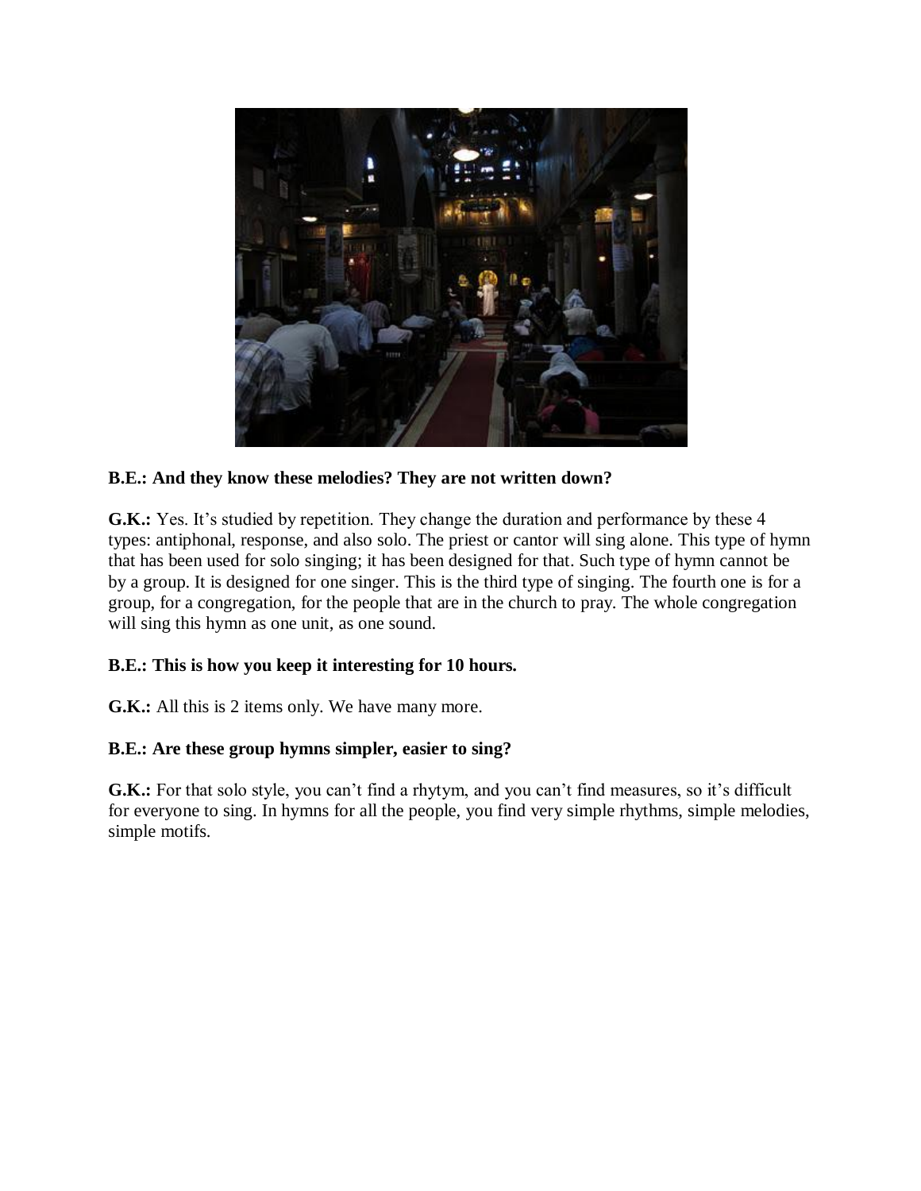**B.E.: And they know these melodies? They are not written down?**

**G.K.:** Yes. It's studied by repetition. They change the duration and performance by these 4 types: antiphonal, response, and also solo. The priest or cantor will sing alone. This type of hymn that has been used for solo singing; it has been designed for that. Such type of hymn cannot be by a group. It is designed for one singer. This is the third type of singing. The fourth one is for a group, for a congregation, for the people that are in the church to pray. The whole congregation will sing this hymn as one unit, as one sound.

**B.E.: This is how you keep it interesting for 10 hours.**

**G.K.:** All this is 2 items only. We have many more.

**B.E.: Are these group hymns simpler, easier to sing?**

**G.K.:** For that solo style, you can't find a rhytym, and you can't find measures, so it's difficult for everyone to sing. In hymns for all the people, you find very simple rhythms, simple melodies, simple motifs.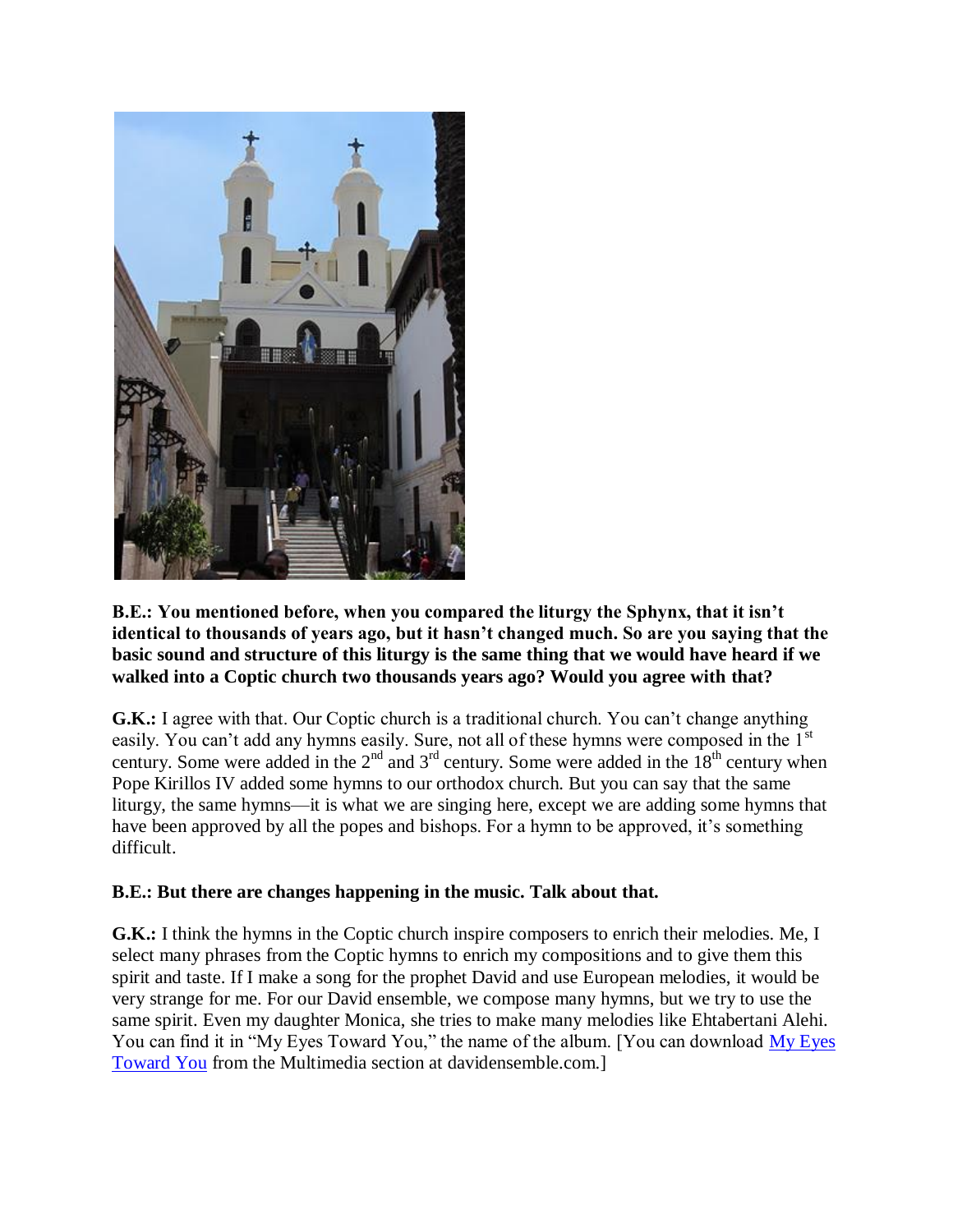**B.E.: You mentioned before, when you compared the liturgy the Sphynx, that it isn't identical to thousands of years ago, but it hasn't changed much. So are you saying that the basic sound and structure of this liturgy is the same thing that we would have heard if we walked into a Coptic church two thousands years ago? Would you agree with that?**

**G.K.:** I agree with that. Our Coptic church is a traditional church. You can't change anything easily. You can't add any hymns easily. Sure, not all of these hymns were composed in the 1st century. Some were added in the 2nd and 3rd century. Some were added in the 18th century when Pope Kirillos IV added some hymns to our orthodox church. But you can say that the same liturgy, the same hymns—it is what we are singing here, except we are adding some hymns that have been approved by all the popes and bishops. For a hymn to be approved, it's something difficult.

**B.E.: But there are changes happening in the music. Talk about that.**

**G.K.:** I think the hymns in the Coptic church inspire composers to enrich their melodies. Me, I select many phrases from the Coptic hymns to enrich my compositions and to give them this spirit and taste. If I make a song for the prophet David and use European melodies, it would be very strange for me. For our David ensemble, we compose many hymns, but we try to use the same spirit. Even my daughter Monica, she tries to make many melodies like Ehtabertani Alehi. You can find it in "My Eyes Toward You," the name of the album. [You can download My Eyes Toward You from the Multimedia section at davidensemble.com.]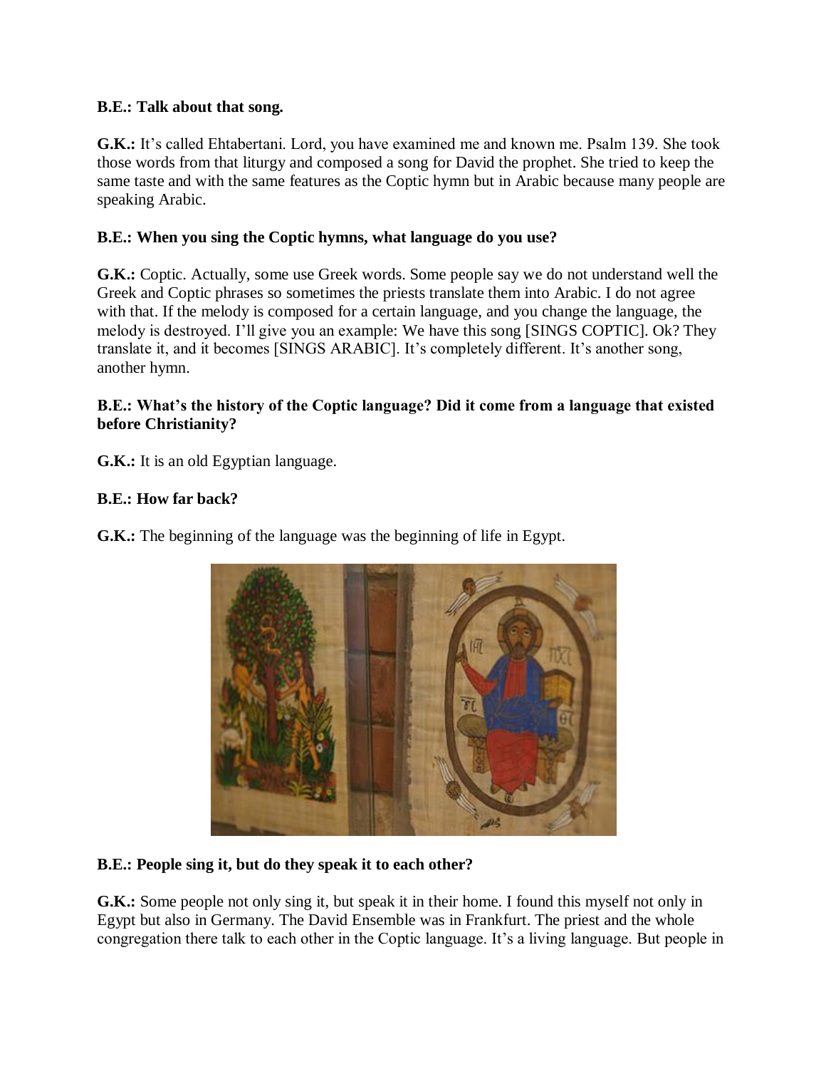**B.E.: Talk about that song.**

**G.K.:** It's called Ehtabertani. Lord, you have examined me and known me. Psalm 139. She took those words from that liturgy and composed a song for David the prophet. She tried to keep the same taste and with the same features as the Coptic hymn but in Arabic because many people are speaking Arabic.

**B.E.: When you sing the Coptic hymns, what language do you use?**

**G.K.:** Coptic. Actually, some use Greek words. Some people say we do not understand well the Greek and Coptic phrases so sometimes the priests translate them into Arabic. I do not agree with that. If the melody is composed for a certain language, and you change the language, the melody is destroyed. I'll give you an example: We have this song [SINGS COPTIC]. Ok? They translate it, and it becomes [SINGS ARABIC]. It's completely different. It's another song, another hymn.

**B.E.: What's the history of the Coptic language? Did it come from a language that existed before Christianity?**

**G.K.:** It is an old Egyptian language.

**B.E.: How far back?**

**G.K.:** The beginning of the language was the beginning of life in Egypt.

**B.E.: People sing it, but do they speak it to each other?**

**G.K.:** Some people not only sing it, but speak it in their home. I found this myself not only in Egypt but also in Germany. The David Ensemble was in Frankfurt. The priest and the whole congregation there talk to each other in the Coptic language. It's a living language. But people in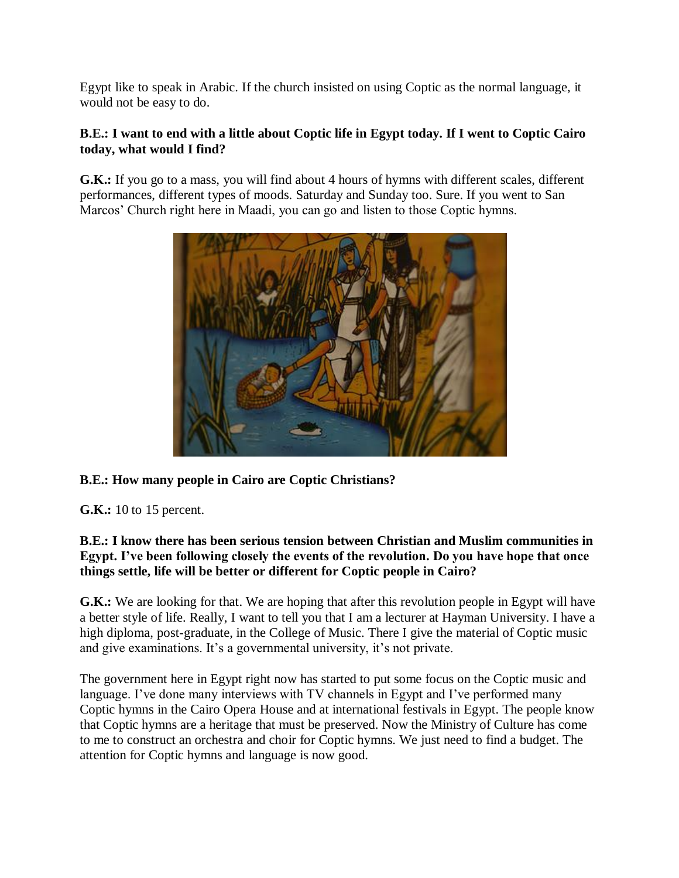Egypt like to speak in Arabic. If the church insisted on using Coptic as the normal language, it would not be easy to do.

**B.E.: I want to end with a little about Coptic life in Egypt today. If I went to Coptic Cairo today, what would I find?**

**G.K.:** If you go to a mass, you will find about 4 hours of hymns with different scales, different performances, different types of moods. Saturday and Sunday too. Sure. If you went to San Marcos' Church right here in Maadi, you can go and listen to those Coptic hymns.

**B.E.: How many people in Cairo are Coptic Christians?**

**G.K.:** 10 to 15 percent.

**B.E.: I know there has been serious tension between Christian and Muslim communities in Egypt. I've been following closely the events of the revolution. Do you have hope that once things settle, life will be better or different for Coptic people in Cairo?**

**G.K.:** We are looking for that. We are hoping that after this revolution people in Egypt will have a better style of life. Really, I want to tell you that I am a lecturer at Hayman University. I have a high diploma, post-graduate, in the College of Music. There I give the material of Coptic music and give examinations. It's a governmental university, it's not private.

The government here in Egypt right now has started to put some focus on the Coptic music and language. I've done many interviews with TV channels in Egypt and I've performed many Coptic hymns in the Cairo Opera House and at international festivals in Egypt. The people know that Coptic hymns are a heritage that must be preserved. Now the Ministry of Culture has come to me to construct an orchestra and choir for Coptic hymns. We just need to find a budget. The attention for Coptic hymns and language is now good.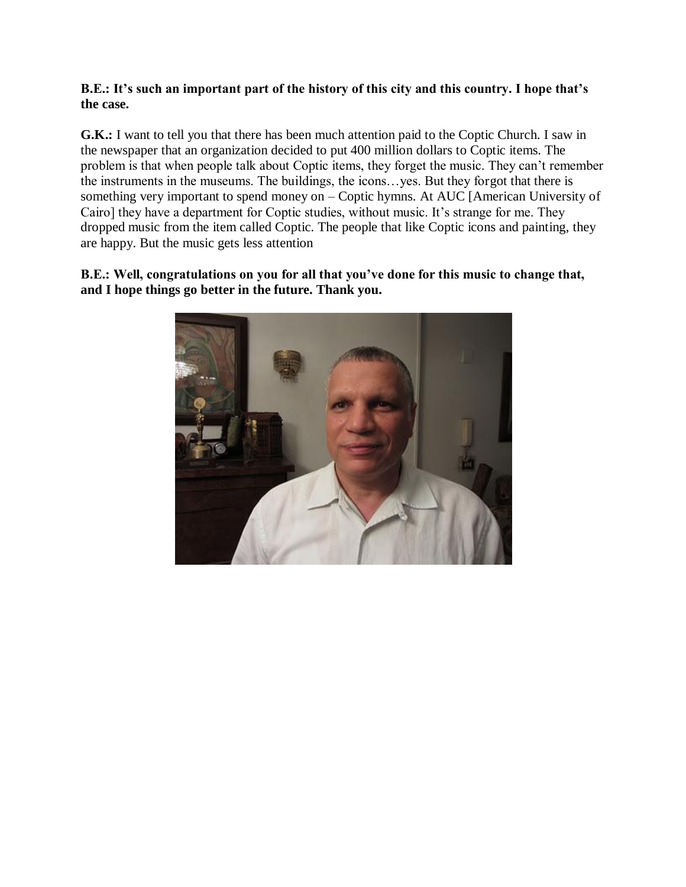**B.E.: It's such an important part of the history of this city and this country. I hope that's the case.**

**G.K.:** I want to tell you that there has been much attention paid to the Coptic Church. I saw in the newspaper that an organization decided to put 400 million dollars to Coptic items. The problem is that when people talk about Coptic items, they forget the music. They can't remember the instruments in the museums. The buildings, the icons…yes. But they forgot that there is something very important to spend money on – Coptic hymns. At AUC [American University of Cairo] they have a department for Coptic studies, without music. It's strange for me. They dropped music from the item called Coptic. The people that like Coptic icons and painting, they are happy. But the music gets less attention

**B.E.: Well, congratulations on you for all that you've done for this music to change that, and I hope things go better in the future. Thank you.**